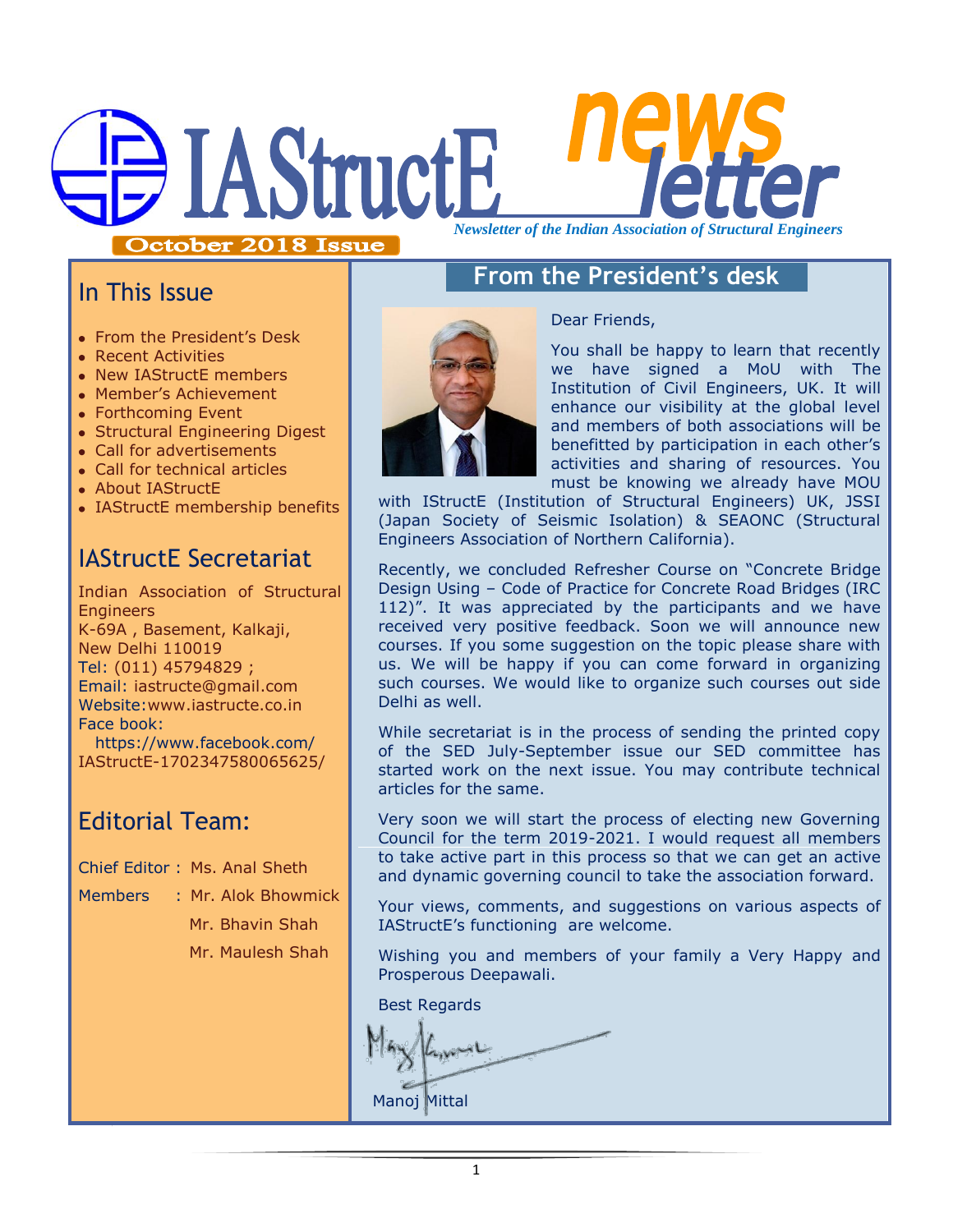# IAStructE newsletter

*Newsletter of the Indian Association of Structural Engineers*

**October 2018 Issue**

## In This Issue

- From the President's Desk
- Recent Activities
- New IAStructE members
- Member's Achievement
- Forthcoming Event
- Structural Engineering Digest
- Call for advertisements
- Call for technical articles
- About IAStructE
- IAStructE membership benefits

## IAStructE Secretariat

Indian Association of Structural Engineers
K-69A , Basement, Kalkaji,
New Delhi 110019
Tel: (011) 45794829 ;
Email: iastructe@gmail.com
Website:www.iastructe.co.in
Face book:
https://www.facebook.com/IAStructE-1702347580065625/

## Editorial Team:

Chief Editor : Ms. Anal Sheth

Members : Mr. Alok Bhowmick
Mr. Bhavin Shah
Mr. Maulesh Shah

## From the President's desk

Dear Friends,

You shall be happy to learn that recently we have signed a MoU with The Institution of Civil Engineers, UK. It will enhance our visibility at the global level and members of both associations will be benefitted by participation in each other's activities and sharing of resources. You must be knowing we already have MOU with IStructE (Institution of Structural Engineers) UK, JSSI (Japan Society of Seismic Isolation) & SEAONC (Structural Engineers Association of Northern California).

Recently, we concluded Refresher Course on "Concrete Bridge Design Using – Code of Practice for Concrete Road Bridges (IRC 112)". It was appreciated by the participants and we have received very positive feedback. Soon we will announce new courses. If you some suggestion on the topic please share with us. We will be happy if you can come forward in organizing such courses. We would like to organize such courses out side Delhi as well.

While secretariat is in the process of sending the printed copy of the SED July-September issue our SED committee has started work on the next issue. You may contribute technical articles for the same.

Very soon we will start the process of electing new Governing Council for the term 2019-2021. I would request all members to take active part in this process so that we can get an active and dynamic governing council to take the association forward.

Your views, comments, and suggestions on various aspects of IAStructE's functioning are welcome.

Wishing you and members of your family a Very Happy and Prosperous Deepawali.

Best Regards

Manoj Mittal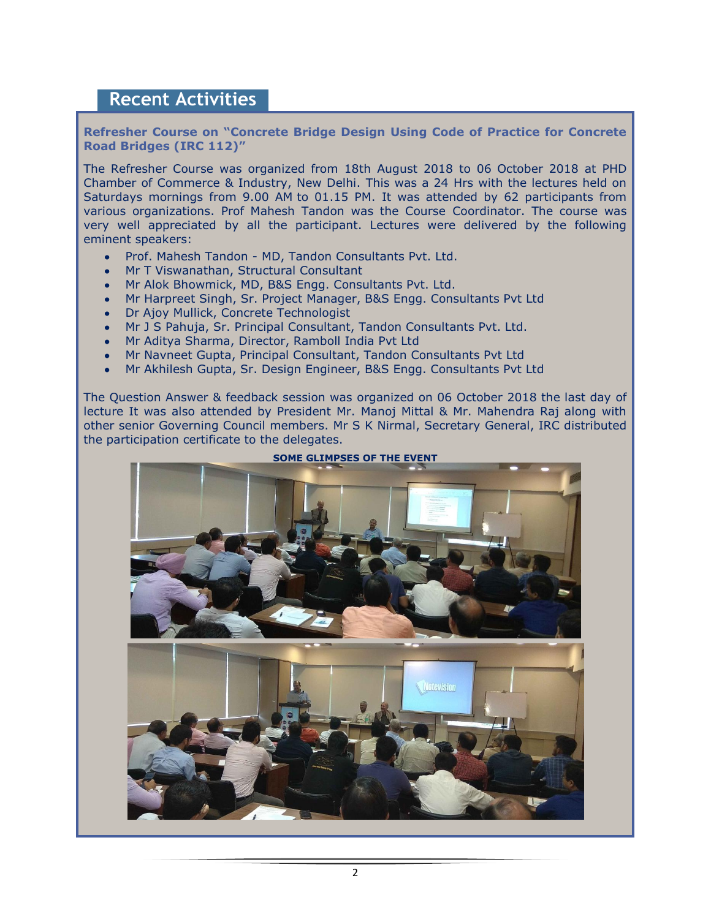## Recent Activities

**Refresher Course on "Concrete Bridge Design Using Code of Practice for Concrete Road Bridges (IRC 112)"**

The Refresher Course was organized from 18th August 2018 to 06 October 2018 at PHD Chamber of Commerce & Industry, New Delhi. This was a 24 Hrs with the lectures held on Saturdays mornings from 9.00 AM to 01.15 PM. It was attended by 62 participants from various organizations. Prof Mahesh Tandon was the Course Coordinator. The course was very well appreciated by all the participant. Lectures were delivered by the following eminent speakers:

- Prof. Mahesh Tandon - MD, Tandon Consultants Pvt. Ltd.
- Mr T Viswanathan, Structural Consultant
- Mr Alok Bhowmick, MD, B&S Engg. Consultants Pvt. Ltd.
- Mr Harpreet Singh, Sr. Project Manager, B&S Engg. Consultants Pvt Ltd
- Dr Ajoy Mullick, Concrete Technologist
- Mr J S Pahuja, Sr. Principal Consultant, Tandon Consultants Pvt. Ltd.
- Mr Aditya Sharma, Director, Ramboll India Pvt Ltd
- Mr Navneet Gupta, Principal Consultant, Tandon Consultants Pvt Ltd
- Mr Akhilesh Gupta, Sr. Design Engineer, B&S Engg. Consultants Pvt Ltd

The Question Answer & feedback session was organized on 06 October 2018 the last day of lecture It was also attended by President Mr. Manoj Mittal & Mr. Mahendra Raj along with other senior Governing Council members. Mr S K Nirmal, Secretary General, IRC distributed the participation certificate to the delegates.

**SOME GLIMPSES OF THE EVENT**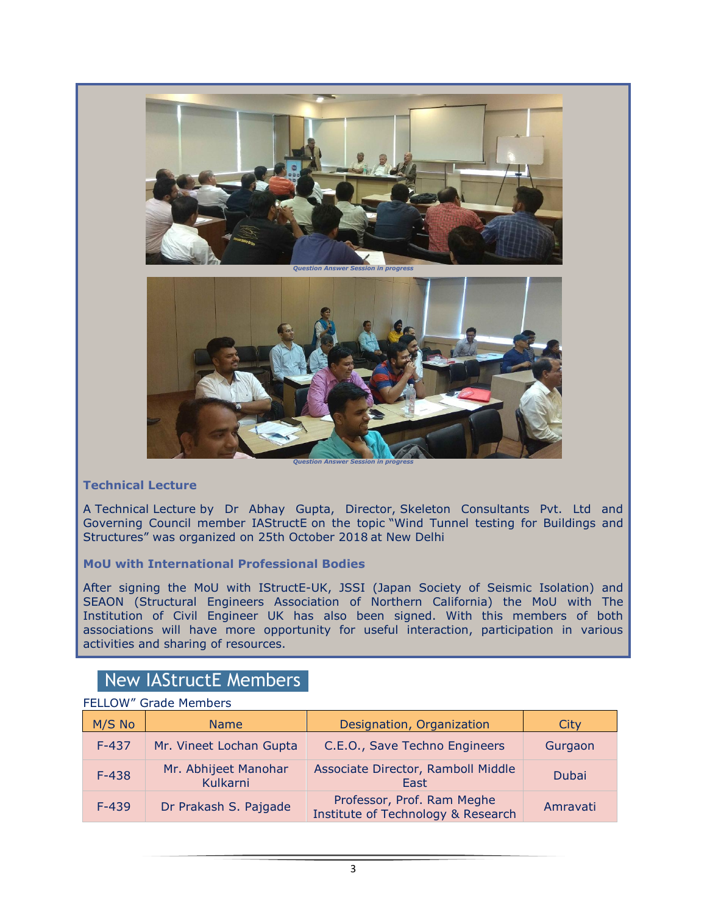*Question Answer Session in progress*

*Question Answer Session in progress*

### Technical Lecture

A Technical Lecture by Dr Abhay Gupta, Director, Skeleton Consultants Pvt. Ltd and Governing Council member IAStructE on the topic "Wind Tunnel testing for Buildings and Structures" was organized on 25th October 2018 at New Delhi

### MoU with International Professional Bodies

After signing the MoU with IStructE-UK, JSSI (Japan Society of Seismic Isolation) and SEAON (Structural Engineers Association of Northern California) the MoU with The Institution of Civil Engineer UK has also been signed. With this members of both associations will have more opportunity for useful interaction, participation in various activities and sharing of resources.

## New IAStructE Members

FELLOW" Grade Members

| M/S No | Name | Designation, Organization | City |
|---|---|---|---|
| F-437 | Mr. Vineet Lochan Gupta | C.E.O., Save Techno Engineers | Gurgaon |
| F-438 | Mr. Abhijeet Manohar Kulkarni | Associate Director, Ramboll Middle East | Dubai |
| F-439 | Dr Prakash S. Pajgade | Professor, Prof. Ram Meghe Institute of Technology & Research | Amravati |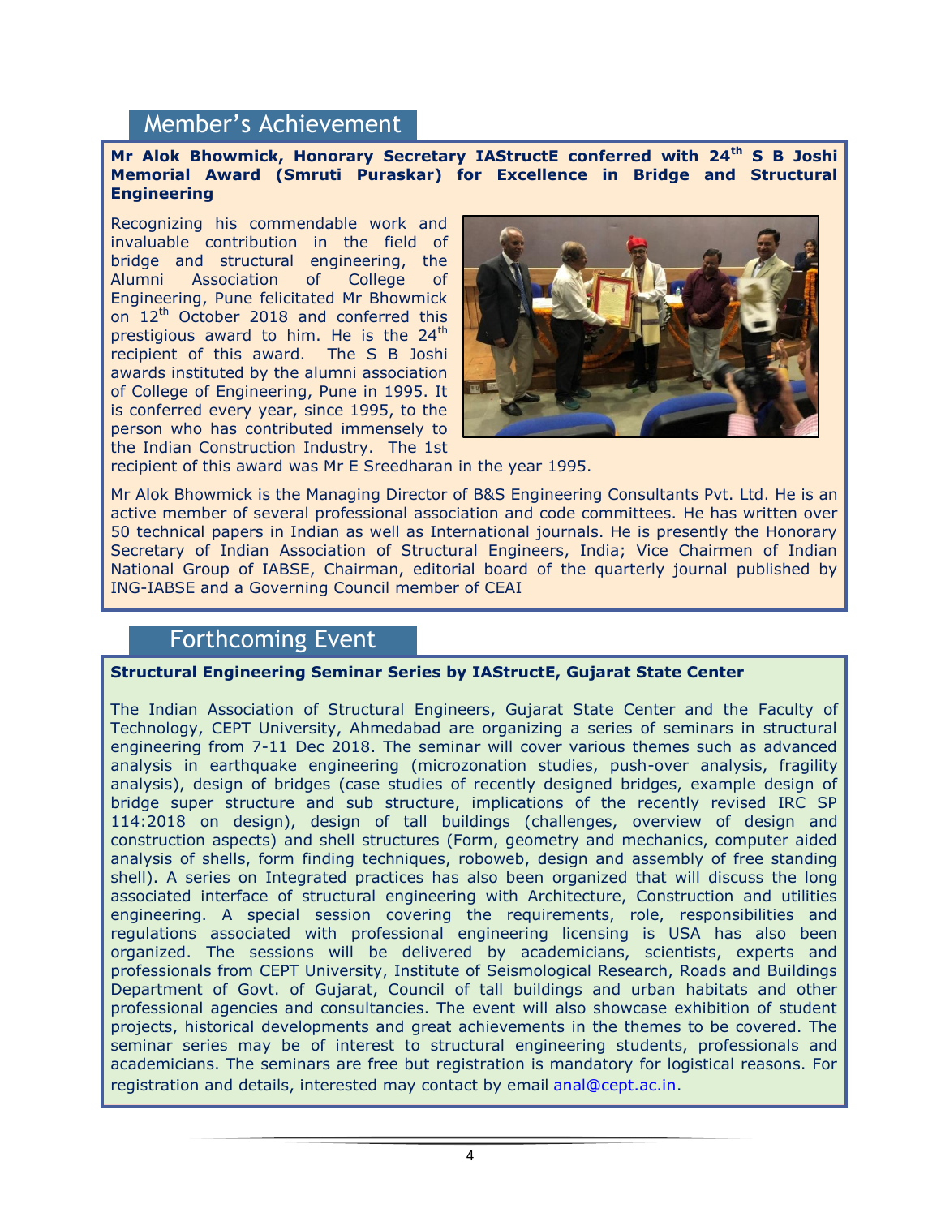## Member's Achievement

**Mr Alok Bhowmick, Honorary Secretary IAStructE conferred with 24th S B Joshi Memorial Award (Smruti Puraskar) for Excellence in Bridge and Structural Engineering**

Recognizing his commendable work and invaluable contribution in the field of bridge and structural engineering, the Alumni Association of College of Engineering, Pune felicitated Mr Bhowmick on 12th October 2018 and conferred this prestigious award to him. He is the 24th recipient of this award. The S B Joshi awards instituted by the alumni association of College of Engineering, Pune in 1995. It is conferred every year, since 1995, to the person who has contributed immensely to the Indian Construction Industry. The 1st recipient of this award was Mr E Sreedharan in the year 1995.

Mr Alok Bhowmick is the Managing Director of B&S Engineering Consultants Pvt. Ltd. He is an active member of several professional association and code committees. He has written over 50 technical papers in Indian as well as International journals. He is presently the Honorary Secretary of Indian Association of Structural Engineers, India; Vice Chairmen of Indian National Group of IABSE, Chairman, editorial board of the quarterly journal published by ING-IABSE and a Governing Council member of CEAI

## Forthcoming Event

**Structural Engineering Seminar Series by IAStructE, Gujarat State Center**

The Indian Association of Structural Engineers, Gujarat State Center and the Faculty of Technology, CEPT University, Ahmedabad are organizing a series of seminars in structural engineering from 7-11 Dec 2018. The seminar will cover various themes such as advanced analysis in earthquake engineering (microzonation studies, push-over analysis, fragility analysis), design of bridges (case studies of recently designed bridges, example design of bridge super structure and sub structure, implications of the recently revised IRC SP 114:2018 on design), design of tall buildings (challenges, overview of design and construction aspects) and shell structures (Form, geometry and mechanics, computer aided analysis of shells, form finding techniques, roboweb, design and assembly of free standing shell). A series on Integrated practices has also been organized that will discuss the long associated interface of structural engineering with Architecture, Construction and utilities engineering. A special session covering the requirements, role, responsibilities and regulations associated with professional engineering licensing is USA has also been organized. The sessions will be delivered by academicians, scientists, experts and professionals from CEPT University, Institute of Seismological Research, Roads and Buildings Department of Govt. of Gujarat, Council of tall buildings and urban habitats and other professional agencies and consultancies. The event will also showcase exhibition of student projects, historical developments and great achievements in the themes to be covered. The seminar series may be of interest to structural engineering students, professionals and academicians. The seminars are free but registration is mandatory for logistical reasons. For registration and details, interested may contact by email anal@cept.ac.in.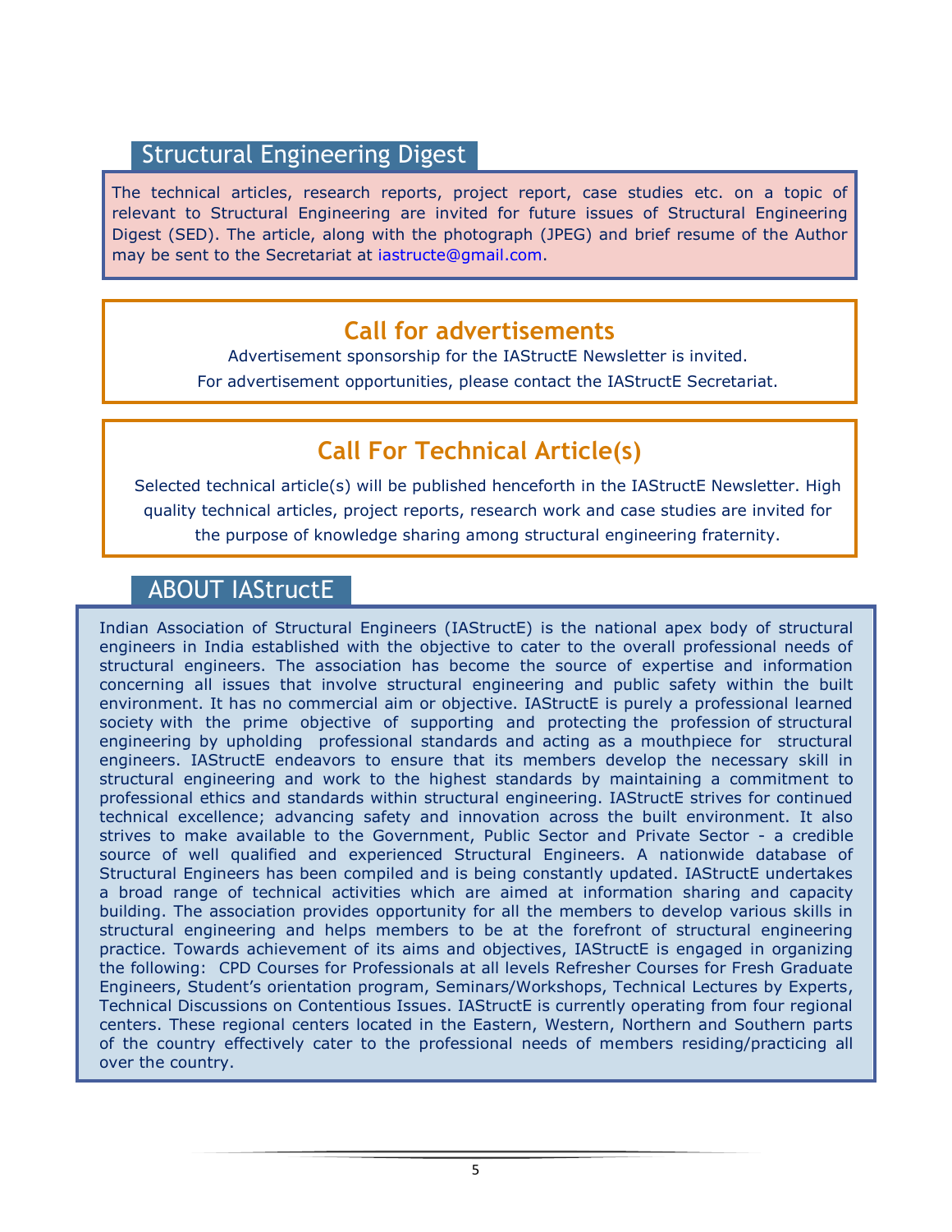## Structural Engineering Digest

The technical articles, research reports, project report, case studies etc. on a topic of relevant to Structural Engineering are invited for future issues of Structural Engineering Digest (SED). The article, along with the photograph (JPEG) and brief resume of the Author may be sent to the Secretariat at iastructe@gmail.com.

## Call for advertisements

Advertisement sponsorship for the IAStructE Newsletter is invited.

For advertisement opportunities, please contact the IAStructE Secretariat.

## Call For Technical Article(s)

Selected technical article(s) will be published henceforth in the IAStructE Newsletter. High quality technical articles, project reports, research work and case studies are invited for the purpose of knowledge sharing among structural engineering fraternity.

## ABOUT IAStructE

Indian Association of Structural Engineers (IAStructE) is the national apex body of structural engineers in India established with the objective to cater to the overall professional needs of structural engineers. The association has become the source of expertise and information concerning all issues that involve structural engineering and public safety within the built environment. It has no commercial aim or objective. IAStructE is purely a professional learned society with the prime objective of supporting and protecting the profession of structural engineering by upholding professional standards and acting as a mouthpiece for structural engineers. IAStructE endeavors to ensure that its members develop the necessary skill in structural engineering and work to the highest standards by maintaining a commitment to professional ethics and standards within structural engineering. IAStructE strives for continued technical excellence; advancing safety and innovation across the built environment. It also strives to make available to the Government, Public Sector and Private Sector - a credible source of well qualified and experienced Structural Engineers. A nationwide database of Structural Engineers has been compiled and is being constantly updated. IAStructE undertakes a broad range of technical activities which are aimed at information sharing and capacity building. The association provides opportunity for all the members to develop various skills in structural engineering and helps members to be at the forefront of structural engineering practice. Towards achievement of its aims and objectives, IAStructE is engaged in organizing the following: CPD Courses for Professionals at all levels Refresher Courses for Fresh Graduate Engineers, Student's orientation program, Seminars/Workshops, Technical Lectures by Experts, Technical Discussions on Contentious Issues. IAStructE is currently operating from four regional centers. These regional centers located in the Eastern, Western, Northern and Southern parts of the country effectively cater to the professional needs of members residing/practicing all over the country.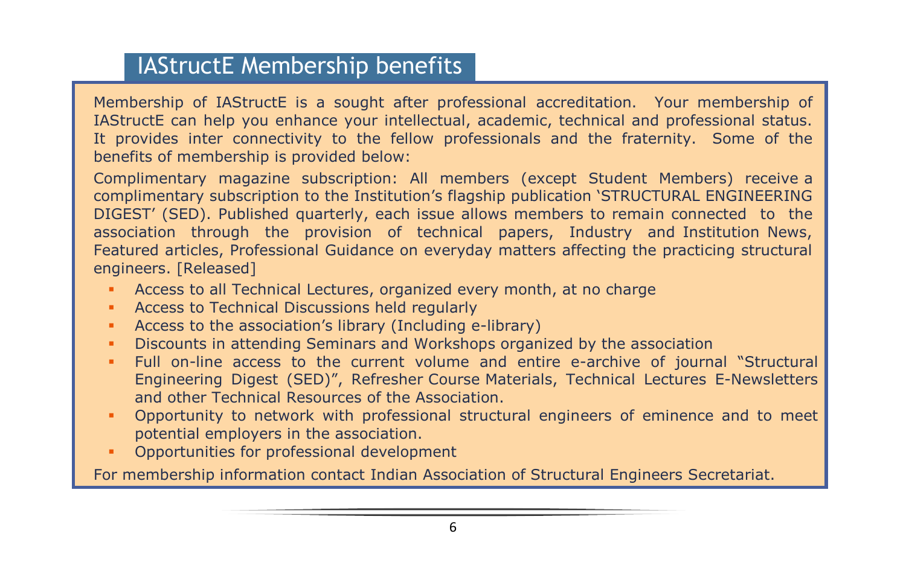# IAStructE Membership benefits

Membership of IAStructE is a sought after professional accreditation. Your membership of IAStructE can help you enhance your intellectual, academic, technical and professional status. It provides inter connectivity to the fellow professionals and the fraternity. Some of the benefits of membership is provided below:

Complimentary magazine subscription: All members (except Student Members) receive a complimentary subscription to the Institution's flagship publication 'STRUCTURAL ENGINEERING DIGEST' (SED). Published quarterly, each issue allows members to remain connected to the association through the provision of technical papers, Industry and Institution News, Featured articles, Professional Guidance on everyday matters affecting the practicing structural engineers. [Released]

- Access to all Technical Lectures, organized every month, at no charge
- Access to Technical Discussions held regularly
- Access to the association's library (Including e-library)
- Discounts in attending Seminars and Workshops organized by the association
- Full on-line access to the current volume and entire e-archive of journal "Structural Engineering Digest (SED)", Refresher Course Materials, Technical Lectures E-Newsletters and other Technical Resources of the Association.
- Opportunity to network with professional structural engineers of eminence and to meet potential employers in the association.
- Opportunities for professional development

For membership information contact Indian Association of Structural Engineers Secretariat.